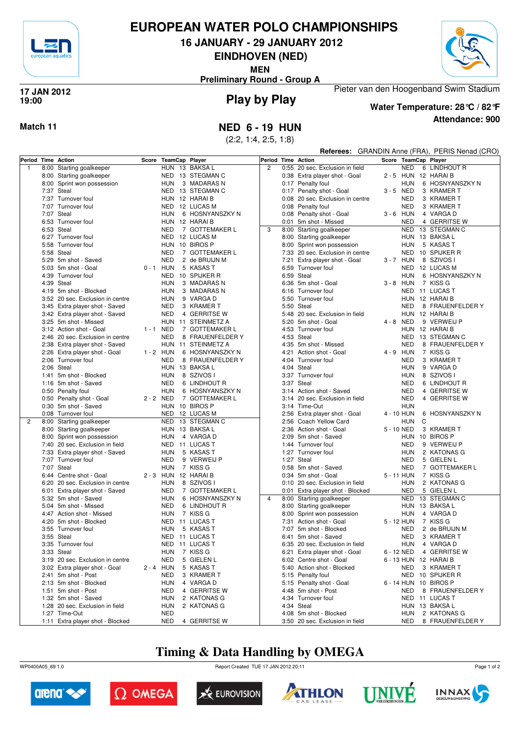# EUROPEAN WATER POLO CHAMPIONSHIPS

## 16 JANUARY - 29 JANUARY 2012

## EINDHOVEN (NED)

**MEN**

**Preliminary Round - Group A**

**17 JAN 2012**
**19:00**

Pieter van den Hoogenband Swim Stadium

## Play by Play

**Water Temperature: 28℃ / 82℉**

**Attendance: 900**

**Match 11**

## NED 6 - 19 HUN

(2:2, 1:4, 2:5, 1:8)

**Referees:** GRANDIN Anne (FRA), PERIS Nenad (CRO)

| Period | Time | Action | Score | TeamCap | | Player |
|---|---|---|---|---|---|---|
| 1 | 8:00 | Starting goalkeeper | | HUN | 13 | BAKSA L |
| | 8:00 | Starting goalkeeper | | NED | 13 | STEGMAN C |
| | 8:00 | Sprint won possession | | HUN | 3 | MADARAS N |
| | 7:37 | Steal | | NED | 13 | STEGMAN C |
| | 7:37 | Turnover foul | | HUN | 12 | HARAI B |
| | 7:07 | Turnover foul | | NED | 12 | LUCAS M |
| | 7:07 | Steal | | HUN | 6 | HOSNYANSZKY N |
| | 6:53 | Turnover foul | | HUN | 12 | HARAI B |
| | 6:53 | Steal | | NED | 7 | GOTTEMAKER L |
| | 6:27 | Turnover foul | | NED | 12 | LUCAS M |
| | 5:58 | Turnover foul | | HUN | 10 | BIROS P |
| | 5:58 | Steal | | NED | 7 | GOTTEMAKER L |
| | 5:29 | 5m shot - Saved | | NED | 2 | de BRUIJN M |
| | 5:03 | 5m shot - Goal | 0 - 1 | HUN | 5 | KASAS T |
| | 4:39 | Turnover foul | | NED | 10 | SPIJKER R |
| | 4:39 | Steal | | HUN | 3 | MADARAS N |
| | 4:19 | 5m shot - Blocked | | HUN | 3 | MADARAS N |
| | 3:52 | 20 sec. Exclusion in centre | | HUN | 9 | VARGA D |
| | 3:45 | Extra player shot - Saved | | NED | 3 | KRAMER T |
| | 3:42 | Extra player shot - Saved | | NED | 4 | GERRITSE W |
| | 3:25 | 5m shot - Missed | | HUN | 11 | STEINMETZ A |
| | 3:12 | Action shot - Goal | 1 - 1 | NED | 7 | GOTTEMAKER L |
| | 2:46 | 20 sec. Exclusion in centre | | NED | 8 | FRAUENFELDER Y |
| | 2:38 | Extra player shot - Saved | | HUN | 11 | STEINMETZ A |
| | 2:26 | Extra player shot - Goal | 1 - 2 | HUN | 6 | HOSNYANSZKY N |
| | 2:06 | Turnover foul | | NED | 8 | FRAUENFELDER Y |
| | 2:06 | Steal | | HUN | 13 | BAKSA L |
| | 1:41 | 5m shot - Blocked | | HUN | 8 | SZIVOS I |
| | 1:16 | 5m shot - Saved | | NED | 6 | LINDHOUT R |
| | 0:50 | Penalty foul | | HUN | 6 | HOSNYANSZKY N |
| | 0:50 | Penalty shot - Goal | 2 - 2 | NED | 7 | GOTTEMAKER L |
| | 0:30 | 5m shot - Saved | | HUN | 10 | BIROS P |
| | 0:08 | Turnover foul | | NED | 12 | LUCAS M |
| 2 | 8:00 | Starting goalkeeper | | NED | 13 | STEGMAN C |
| | 8:00 | Starting goalkeeper | | HUN | 13 | BAKSA L |
| | 8:00 | Sprint won possession | | HUN | 4 | VARGA D |
| | 7:40 | 20 sec. Exclusion in field | | NED | 11 | LUCAS T |
| | 7:33 | Extra player shot - Saved | | HUN | 5 | KASAS T |
| | 7:07 | Turnover foul | | NED | 9 | VERWEIJ P |
| | 7:07 | Steal | | HUN | 7 | KISS G |
| | 6:44 | Centre shot - Goal | 2 - 3 | HUN | 12 | HARAI B |
| | 6:20 | 20 sec. Exclusion in centre | | HUN | 8 | SZIVOS I |
| | 6:01 | Extra player shot - Saved | | NED | 7 | GOTTEMAKER L |
| | 5:32 | 5m shot - Saved | | HUN | 6 | HOSNYANSZKY N |
| | 5:04 | 5m shot - Missed | | NED | 6 | LINDHOUT R |
| | 4:47 | Action shot - Missed | | HUN | 7 | KISS G |
| | 4:20 | 5m shot - Blocked | | NED | 11 | LUCAS T |
| | 3:55 | Turnover foul | | HUN | 5 | KASAS T |
| | 3:55 | Steal | | NED | 11 | LUCAS T |
| | 3:35 | Turnover foul | | NED | 11 | LUCAS T |
| | 3:33 | Steal | | HUN | 7 | KISS G |
| | 3:19 | 20 sec. Exclusion in centre | | NED | 5 | GIELEN L |
| | 3:02 | Extra player shot - Goal | 2 - 4 | HUN | 5 | KASAS T |
| | 2:41 | 5m shot - Post | | NED | 3 | KRAMER T |
| | 2:13 | 5m shot - Blocked | | HUN | 4 | VARGA D |
| | 1:51 | 5m shot - Post | | NED | 4 | GERRITSE W |
| | 1:32 | 5m shot - Saved | | HUN | 2 | KATONAS G |
| | 1:28 | 20 sec. Exclusion in field | | HUN | 2 | KATONAS G |
| | 1:27 | Time-Out | | NED | | |
| | 1:11 | Extra player shot - Blocked | | NED | 4 | GERRITSE W |
| | 0:55 | 20 sec. Exclusion in field | | NED | 6 | LINDHOUT R |
| | 0:38 | Extra player shot - Goal | 2 - 5 | HUN | 12 | HARAI B |
| | 0:17 | Penalty foul | | HUN | 6 | HOSNYANSZKY N |
| | 0:17 | Penalty shot - Goal | 3 - 5 | NED | 3 | KRAMER T |
| | 0:08 | 20 sec. Exclusion in centre | | NED | 3 | KRAMER T |
| | 0:08 | Penalty foul | | NED | 3 | KRAMER T |
| | 0:08 | Penalty shot - Goal | 3 - 6 | HUN | 4 | VARGA D |
| | 0:01 | 5m shot - Missed | | NED | 4 | GERRITSE W |
| 3 | 8:00 | Starting goalkeeper | | NED | 13 | STEGMAN C |
| | 8:00 | Starting goalkeeper | | HUN | 13 | BAKSA L |
| | 8:00 | Sprint won possession | | HUN | 5 | KASAS T |
| | 7:33 | 20 sec. Exclusion in centre | | NED | 10 | SPIJKER R |
| | 7:21 | Extra player shot - Goal | 3 - 7 | HUN | 8 | SZIVOS I |
| | 6:59 | Turnover foul | | NED | 12 | LUCAS M |
| | 6:59 | Steal | | HUN | 6 | HOSNYANSZKY N |
| | 6:36 | 5m shot - Goal | 3 - 8 | HUN | 7 | KISS G |
| | 6:16 | Turnover foul | | NED | 11 | LUCAS T |
| | 5:50 | Turnover foul | | HUN | 12 | HARAI B |
| | 5:50 | Steal | | NED | 8 | FRAUENFELDER Y |
| | 5:48 | 20 sec. Exclusion in field | | HUN | 12 | HARAI B |
| | 5:20 | 5m shot - Goal | 4 - 8 | NED | 9 | VERWEIJ P |
| | 4:53 | Turnover foul | | HUN | 12 | HARAI B |
| | 4:53 | Steal | | NED | 13 | STEGMAN C |
| | 4:35 | 5m shot - Missed | | NED | 8 | FRAUENFELDER Y |
| | 4:21 | Action shot - Goal | 4 - 9 | HUN | 7 | KISS G |
| | 4:04 | Turnover foul | | NED | 3 | KRAMER T |
| | 4:04 | Steal | | HUN | 9 | VARGA D |
| | 3:37 | Turnover foul | | HUN | 8 | SZIVOS I |
| | 3:37 | Steal | | NED | 6 | LINDHOUT R |
| | 3:14 | Action shot - Saved | | NED | 4 | GERRITSE W |
| | 3:14 | 20 sec. Exclusion in field | | NED | 4 | GERRITSE W |
| | 3:14 | Time-Out | | HUN | | |
| | 2:56 | Extra player shot - Goal | 4 - 10 | HUN | 6 | HOSNYANSZKY N |
| | 2:56 | Coach Yellow Card | | HUN | C | |
| | 2:36 | Action shot - Goal | 5 - 10 | NED | 3 | KRAMER T |
| | 2:09 | 5m shot - Saved | | HUN | 10 | BIROS P |
| | 1:44 | Turnover foul | | NED | 9 | VERWEIJ P |
| | 1:27 | Turnover foul | | HUN | 2 | KATONAS G |
| | 1:27 | Steal | | NED | 5 | GIELEN L |
| | 0:58 | 5m shot - Saved | | NED | 7 | GOTTEMAKER L |
| | 0:34 | 5m shot - Goal | 5 - 11 | HUN | 7 | KISS G |
| | 0:10 | 20 sec. Exclusion in field | | HUN | 2 | KATONAS G |
| | 0:01 | Extra player shot - Blocked | | NED | 5 | GIELEN L |
| 4 | 8:00 | Starting goalkeeper | | NED | 13 | STEGMAN C |
| | 8:00 | Starting goalkeeper | | HUN | 13 | BAKSA L |
| | 8:00 | Sprint won possession | | HUN | 4 | VARGA D |
| | 7:31 | Action shot - Goal | 5 - 12 | HUN | 7 | KISS G |
| | 7:07 | 5m shot - Blocked | | NED | 2 | de BRUIJN M |
| | 6:41 | 5m shot - Saved | | NED | 3 | KRAMER T |
| | 6:35 | 20 sec. Exclusion in field | | HUN | 4 | VARGA D |
| | 6:21 | Extra player shot - Goal | 6 - 12 | NED | 4 | GERRITSE W |
| | 6:02 | Centre shot - Goal | 6 - 13 | HUN | 12 | HARAI B |
| | 5:40 | Action shot - Blocked | | NED | 3 | KRAMER T |
| | 5:15 | Penalty foul | | NED | 10 | SPIJKER R |
| | 5:15 | Penalty shot - Goal | 6 - 14 | HUN | 10 | BIROS P |
| | 4:48 | 5m shot - Post | | NED | 8 | FRAUENFELDER Y |
| | 4:34 | Turnover foul | | NED | 11 | LUCAS T |
| | 4:34 | Steal | | HUN | 13 | BAKSA L |
| | 4:08 | 5m shot - Blocked | | HUN | 2 | KATONAS G |
| | 3:50 | 20 sec. Exclusion in field | | NED | 8 | FRAUENFELDER Y |

## Timing & Data Handling by OMEGA

WP0400A05_69 1.0 Report Created TUE 17 JAN 2012 20:11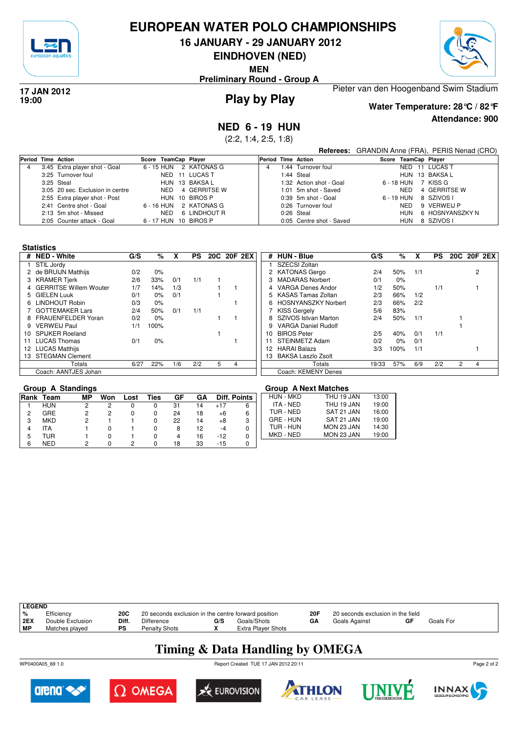# EUROPEAN WATER POLO CHAMPIONSHIPS

**16 JANUARY - 29 JANUARY 2012**

**EINDHOVEN (NED)**

**MEN**

**Preliminary Round - Group A**

**17 JAN 2012**
**19:00**

## Play by Play

Pieter van den Hoogenband Swim Stadium

**Water Temperature: 28°C / 82°F**

**Attendance: 900**

## NED 6 - 19 HUN

(2:2, 1:4, 2:5, 1:8)

**Referees:** GRANDIN Anne (FRA), PERIS Nenad (CRO)

| Period | Time | Action | Score | TeamCap | Player |
|---|---|---|---|---|---|
| 4 | 3:45 | Extra player shot - Goal | 6 - 15 | HUN 2 | KATONAS G |
| | 3:25 | Turnover foul | | NED 11 | LUCAS T |
| | 3:25 | Steal | | HUN 13 | BAKSA L |
| | 3:05 | 20 sec. Exclusion in centre | | NED 4 | GERRITSE W |
| | 2:55 | Extra player shot - Post | | HUN 10 | BIROS P |
| | 2:41 | Centre shot - Goal | 6 - 16 | HUN 2 | KATONAS G |
| | 2:13 | 5m shot - Missed | | NED 6 | LINDHOUT R |
| | 2:05 | Counter attack - Goal | 6 - 17 | HUN 10 | BIROS P |
| 4 | 1:44 | Turnover foul | | NED 11 | LUCAS T |
| | 1:44 | Steal | | HUN 13 | BAKSA L |
| | 1:32 | Action shot - Goal | 6 - 18 | HUN 7 | KISS G |
| | 1:01 | 5m shot - Saved | | NED 4 | GERRITSE W |
| | 0:39 | 5m shot - Goal | 6 - 19 | HUN 8 | SZIVOS I |
| | 0:26 | Turnover foul | | NED 9 | VERWEIJ P |
| | 0:26 | Steal | | HUN 6 | HOSNYANSZKY N |
| | 0:05 | Centre shot - Saved | | HUN 8 | SZIVOS I |

### Statistics

| # | NED - White | G/S | % | X | PS | 20C | 20F | 2EX |
|---|---|---|---|---|---|---|---|---|
| 1 | STIL Jordy | | | | | | | |
| 2 | de BRUIJN Matthijs | 0/2 | 0% | | | | | |
| 3 | KRAMER Tjerk | 2/6 | 33% | 0/1 | 1/1 | 1 | | |
| 4 | GERRITSE Willem Wouter | 1/7 | 14% | 1/3 | | 1 | 1 | |
| 5 | GIELEN Luuk | 0/1 | 0% | 0/1 | | 1 | | |
| 6 | LINDHOUT Robin | 0/3 | 0% | | | | 1 | |
| 7 | GOTTEMAKER Lars | 2/4 | 50% | 0/1 | 1/1 | | | |
| 8 | FRAUENFELDER Yoran | 0/2 | 0% | | | 1 | 1 | |
| 9 | VERWEIJ Paul | 1/1 | 100% | | | | | |
| 10 | SPIJKER Roeland | | | | | 1 | | |
| 11 | LUCAS Thomas | 0/1 | 0% | | | | 1 | |
| 12 | LUCAS Matthijs | | | | | | | |
| 13 | STEGMAN Clement | | | | | | | |
| | Totals | 6/27 | 22% | 1/6 | 2/2 | 5 | 4 | |
| | Coach: AANTJES Johan | | | | | | | |

| # | HUN - Blue | G/S | % | X | PS | 20C | 20F | 2EX |
|---|---|---|---|---|---|---|---|---|
| 1 | SZECSI Zoltan | | | | | | | |
| 2 | KATONAS Gergo | 2/4 | 50% | 1/1 | | | 2 | |
| 3 | MADARAS Norbert | 0/1 | 0% | | | | | |
| 4 | VARGA Denes Andor | 1/2 | 50% | | 1/1 | | 1 | |
| 5 | KASAS Tamas Zoltan | 2/3 | 66% | 1/2 | | | | |
| 6 | HOSNYANSZKY Norbert | 2/3 | 66% | 2/2 | | | | |
| 7 | KISS Gergely | 5/6 | 83% | | | | | |
| 8 | SZIVOS Istvan Marton | 2/4 | 50% | 1/1 | | 1 | | |
| 9 | VARGA Daniel Rudolf | | | | | 1 | | |
| 10 | BIROS Peter | 2/5 | 40% | 0/1 | 1/1 | | | |
| 11 | STEINMETZ Adam | 0/2 | 0% | 0/1 | | | | |
| 12 | HARAI Balazs | 3/3 | 100% | 1/1 | | | 1 | |
| 13 | BAKSA Laszlo Zsolt | | | | | | | |
| | Totals | 19/33 | 57% | 6/9 | 2/2 | 2 | 4 | |
| | Coach: KEMENY Denes | | | | | | | |

### Group A Standings

| Rank | Team | MP | Won | Lost | Ties | GF | GA | Diff. | Points |
|---|---|---|---|---|---|---|---|---|---|
| 1 | HUN | 2 | 2 | 0 | 0 | 31 | 14 | +17 | 6 |
| 2 | GRE | 2 | 2 | 0 | 0 | 24 | 18 | +6 | 6 |
| 3 | MKD | 2 | 1 | 1 | 0 | 22 | 14 | +8 | 3 |
| 4 | ITA | 1 | 0 | 1 | 0 | 8 | 12 | -4 | 0 |
| 5 | TUR | 1 | 0 | 1 | 0 | 4 | 16 | -12 | 0 |
| 6 | NED | 2 | 0 | 2 | 0 | 18 | 33 | -15 | 0 |

### Group A Next Matches

| | | |
|---|---|---|
| HUN - MKD | THU 19 JAN | 13:00 |
| ITA - NED | THU 19 JAN | 19:00 |
| TUR - NED | SAT 21 JAN | 16:00 |
| GRE - HUN | SAT 21 JAN | 19:00 |
| TUR - HUN | MON 23 JAN | 14:30 |
| MKD - NED | MON 23 JAN | 19:00 |

**LEGEND**

| | | | | | | | | | |
|---|---|---|---|---|---|---|---|---|---|
| % | Efficiency | 20C | 20 seconds exclusion in the centre forward position | | | 20F | 20 seconds exclusion in the field | | |
| 2EX | Double Exclusion | Diff. | Difference | G/S | Goals/Shots | GA | Goals Against | GF | Goals For |
| MP | Matches played | PS | Penalty Shots | X | Extra Player Shots | | | | |

## Timing & Data Handling by OMEGA

WP0400A05_69 1.0 Report Created TUE 17 JAN 2012 20:11